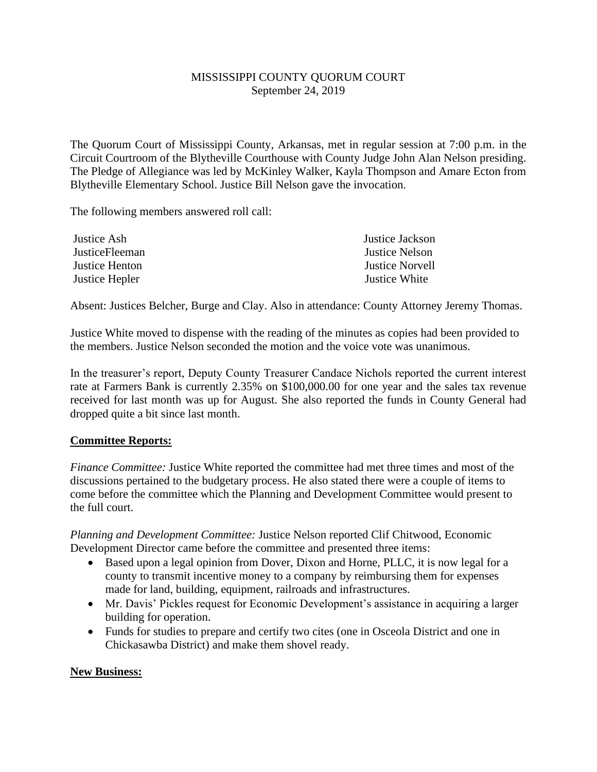MISSISSIPPI COUNTY QUORUM COURT
September 24, 2019

The Quorum Court of Mississippi County, Arkansas, met in regular session at 7:00 p.m. in the Circuit Courtroom of the Blytheville Courthouse with County Judge John Alan Nelson presiding. The Pledge of Allegiance was led by McKinley Walker, Kayla Thompson and Amare Ecton from Blytheville Elementary School. Justice Bill Nelson gave the invocation.

The following members answered roll call:

| | |
|---|---|
| Justice Ash | Justice Jackson |
| JusticeFleeman | Justice Nelson |
| Justice Henton | Justice Norvell |
| Justice Hepler | Justice White |

Absent: Justices Belcher, Burge and Clay. Also in attendance: County Attorney Jeremy Thomas.

Justice White moved to dispense with the reading of the minutes as copies had been provided to the members. Justice Nelson seconded the motion and the voice vote was unanimous.

In the treasurer's report, Deputy County Treasurer Candace Nichols reported the current interest rate at Farmers Bank is currently 2.35% on $100,000.00 for one year and the sales tax revenue received for last month was up for August. She also reported the funds in County General had dropped quite a bit since last month.

**Committee Reports:**

*Finance Committee:* Justice White reported the committee had met three times and most of the discussions pertained to the budgetary process. He also stated there were a couple of items to come before the committee which the Planning and Development Committee would present to the full court.

*Planning and Development Committee:* Justice Nelson reported Clif Chitwood, Economic Development Director came before the committee and presented three items:

- Based upon a legal opinion from Dover, Dixon and Horne, PLLC, it is now legal for a county to transmit incentive money to a company by reimbursing them for expenses made for land, building, equipment, railroads and infrastructures.
- Mr. Davis' Pickles request for Economic Development's assistance in acquiring a larger building for operation.
- Funds for studies to prepare and certify two cites (one in Osceola District and one in Chickasawba District) and make them shovel ready.

**New Business:**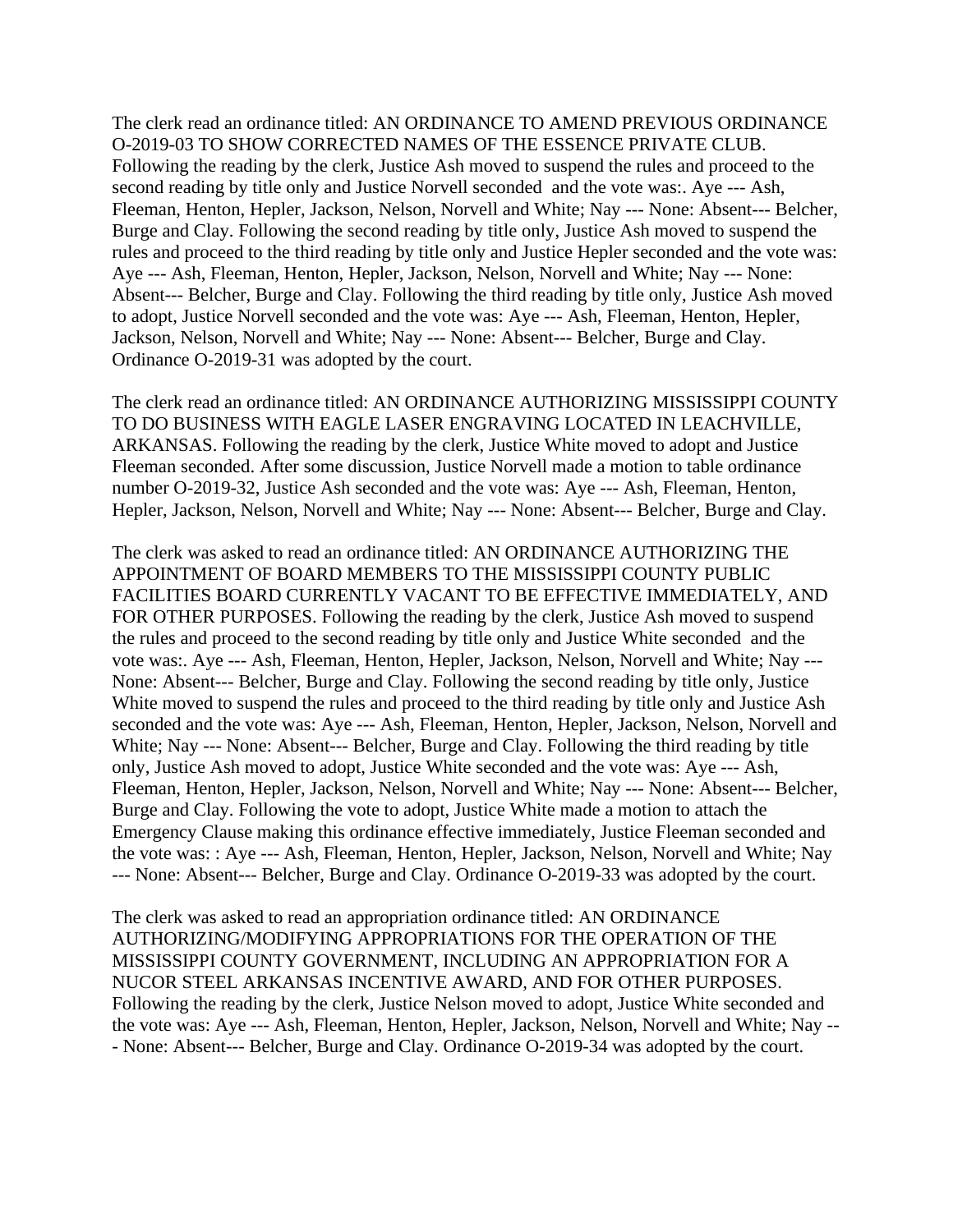The clerk read an ordinance titled: AN ORDINANCE TO AMEND PREVIOUS ORDINANCE O-2019-03 TO SHOW CORRECTED NAMES OF THE ESSENCE PRIVATE CLUB. Following the reading by the clerk, Justice Ash moved to suspend the rules and proceed to the second reading by title only and Justice Norvell seconded and the vote was:. Aye --- Ash, Fleeman, Henton, Hepler, Jackson, Nelson, Norvell and White; Nay --- None: Absent--- Belcher, Burge and Clay. Following the second reading by title only, Justice Ash moved to suspend the rules and proceed to the third reading by title only and Justice Hepler seconded and the vote was: Aye --- Ash, Fleeman, Henton, Hepler, Jackson, Nelson, Norvell and White; Nay --- None: Absent--- Belcher, Burge and Clay. Following the third reading by title only, Justice Ash moved to adopt, Justice Norvell seconded and the vote was: Aye --- Ash, Fleeman, Henton, Hepler, Jackson, Nelson, Norvell and White; Nay --- None: Absent--- Belcher, Burge and Clay. Ordinance O-2019-31 was adopted by the court.

The clerk read an ordinance titled: AN ORDINANCE AUTHORIZING MISSISSIPPI COUNTY TO DO BUSINESS WITH EAGLE LASER ENGRAVING LOCATED IN LEACHVILLE, ARKANSAS. Following the reading by the clerk, Justice White moved to adopt and Justice Fleeman seconded. After some discussion, Justice Norvell made a motion to table ordinance number O-2019-32, Justice Ash seconded and the vote was: Aye --- Ash, Fleeman, Henton, Hepler, Jackson, Nelson, Norvell and White; Nay --- None: Absent--- Belcher, Burge and Clay.

The clerk was asked to read an ordinance titled: AN ORDINANCE AUTHORIZING THE APPOINTMENT OF BOARD MEMBERS TO THE MISSISSIPPI COUNTY PUBLIC FACILITIES BOARD CURRENTLY VACANT TO BE EFFECTIVE IMMEDIATELY, AND FOR OTHER PURPOSES. Following the reading by the clerk, Justice Ash moved to suspend the rules and proceed to the second reading by title only and Justice White seconded and the vote was:. Aye --- Ash, Fleeman, Henton, Hepler, Jackson, Nelson, Norvell and White; Nay --- None: Absent--- Belcher, Burge and Clay. Following the second reading by title only, Justice White moved to suspend the rules and proceed to the third reading by title only and Justice Ash seconded and the vote was: Aye --- Ash, Fleeman, Henton, Hepler, Jackson, Nelson, Norvell and White; Nay --- None: Absent--- Belcher, Burge and Clay. Following the third reading by title only, Justice Ash moved to adopt, Justice White seconded and the vote was: Aye --- Ash, Fleeman, Henton, Hepler, Jackson, Nelson, Norvell and White; Nay --- None: Absent--- Belcher, Burge and Clay. Following the vote to adopt, Justice White made a motion to attach the Emergency Clause making this ordinance effective immediately, Justice Fleeman seconded and the vote was: : Aye --- Ash, Fleeman, Henton, Hepler, Jackson, Nelson, Norvell and White; Nay --- None: Absent--- Belcher, Burge and Clay. Ordinance O-2019-33 was adopted by the court.

The clerk was asked to read an appropriation ordinance titled: AN ORDINANCE AUTHORIZING/MODIFYING APPROPRIATIONS FOR THE OPERATION OF THE MISSISSIPPI COUNTY GOVERNMENT, INCLUDING AN APPROPRIATION FOR A NUCOR STEEL ARKANSAS INCENTIVE AWARD, AND FOR OTHER PURPOSES. Following the reading by the clerk, Justice Nelson moved to adopt, Justice White seconded and the vote was: Aye --- Ash, Fleeman, Henton, Hepler, Jackson, Nelson, Norvell and White; Nay --- None: Absent--- Belcher, Burge and Clay. Ordinance O-2019-34 was adopted by the court.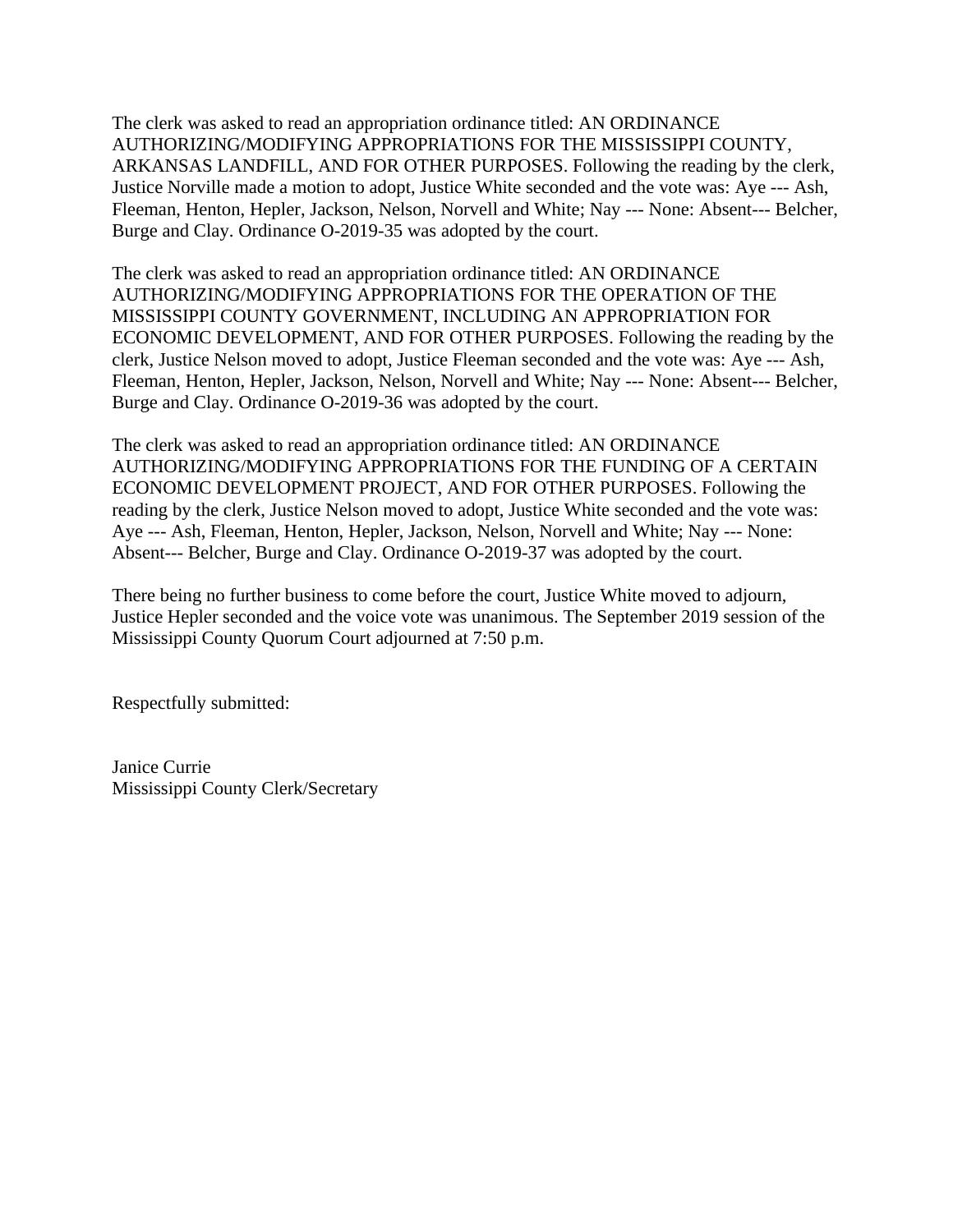The clerk was asked to read an appropriation ordinance titled: AN ORDINANCE AUTHORIZING/MODIFYING APPROPRIATIONS FOR THE MISSISSIPPI COUNTY, ARKANSAS LANDFILL, AND FOR OTHER PURPOSES. Following the reading by the clerk, Justice Norville made a motion to adopt, Justice White seconded and the vote was: Aye --- Ash, Fleeman, Henton, Hepler, Jackson, Nelson, Norvell and White; Nay --- None: Absent--- Belcher, Burge and Clay. Ordinance O-2019-35 was adopted by the court.

The clerk was asked to read an appropriation ordinance titled: AN ORDINANCE AUTHORIZING/MODIFYING APPROPRIATIONS FOR THE OPERATION OF THE MISSISSIPPI COUNTY GOVERNMENT, INCLUDING AN APPROPRIATION FOR ECONOMIC DEVELOPMENT, AND FOR OTHER PURPOSES. Following the reading by the clerk, Justice Nelson moved to adopt, Justice Fleeman seconded and the vote was: Aye --- Ash, Fleeman, Henton, Hepler, Jackson, Nelson, Norvell and White; Nay --- None: Absent--- Belcher, Burge and Clay. Ordinance O-2019-36 was adopted by the court.

The clerk was asked to read an appropriation ordinance titled: AN ORDINANCE AUTHORIZING/MODIFYING APPROPRIATIONS FOR THE FUNDING OF A CERTAIN ECONOMIC DEVELOPMENT PROJECT, AND FOR OTHER PURPOSES. Following the reading by the clerk, Justice Nelson moved to adopt, Justice White seconded and the vote was: Aye --- Ash, Fleeman, Henton, Hepler, Jackson, Nelson, Norvell and White; Nay --- None: Absent--- Belcher, Burge and Clay. Ordinance O-2019-37 was adopted by the court.

There being no further business to come before the court, Justice White moved to adjourn, Justice Hepler seconded and the voice vote was unanimous. The September 2019 session of the Mississippi County Quorum Court adjourned at 7:50 p.m.

Respectfully submitted:

Janice Currie
Mississippi County Clerk/Secretary